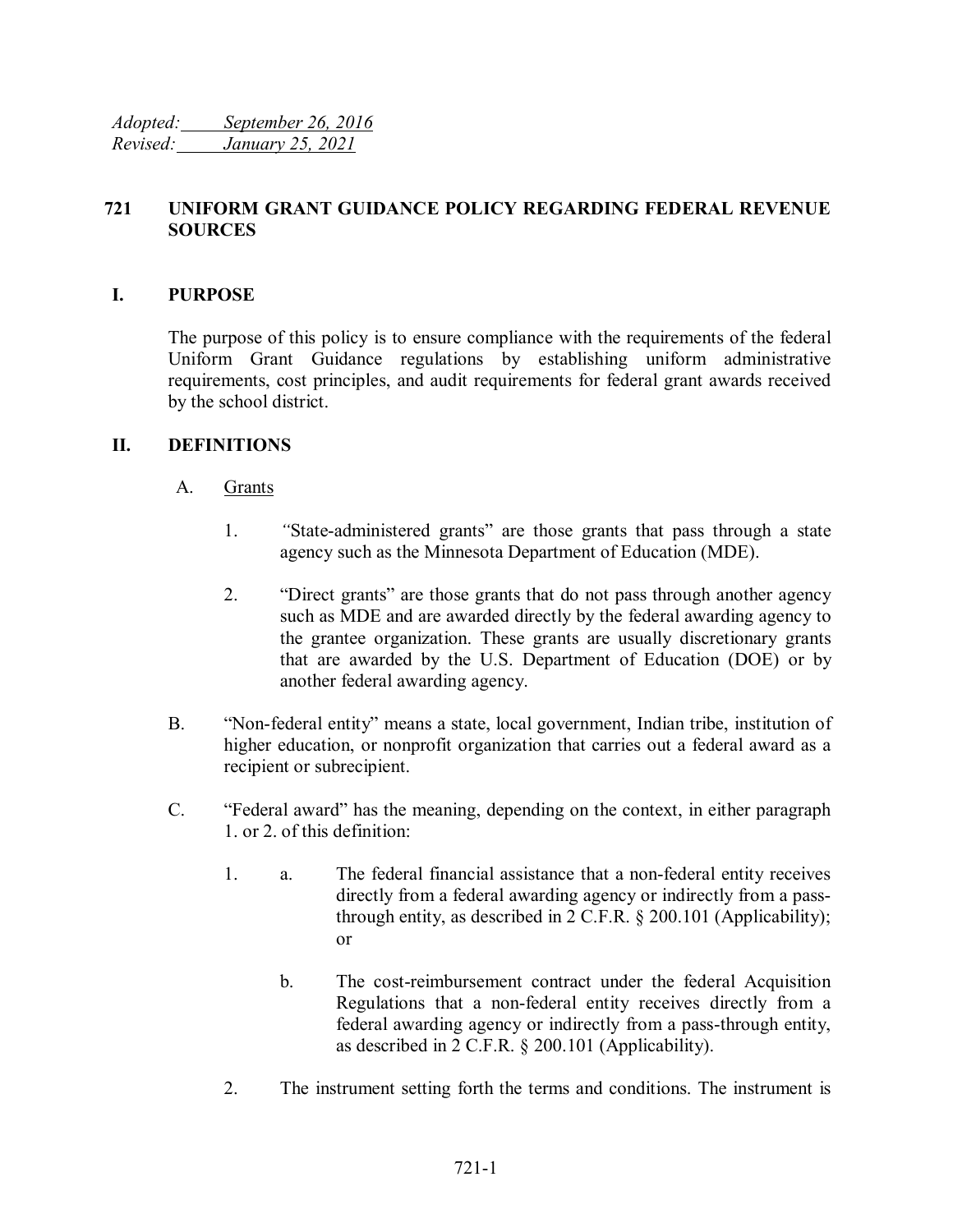*Adopted: September 26, 2016*
*Revised: January 25, 2021*

# 721 UNIFORM GRANT GUIDANCE POLICY REGARDING FEDERAL REVENUE SOURCES

## I. PURPOSE

The purpose of this policy is to ensure compliance with the requirements of the federal Uniform Grant Guidance regulations by establishing uniform administrative requirements, cost principles, and audit requirements for federal grant awards received by the school district.

## II. DEFINITIONS

A. Grants

1. "State-administered grants" are those grants that pass through a state agency such as the Minnesota Department of Education (MDE).

2. "Direct grants" are those grants that do not pass through another agency such as MDE and are awarded directly by the federal awarding agency to the grantee organization. These grants are usually discretionary grants that are awarded by the U.S. Department of Education (DOE) or by another federal awarding agency.

B. "Non-federal entity" means a state, local government, Indian tribe, institution of higher education, or nonprofit organization that carries out a federal award as a recipient or subrecipient.

C. "Federal award" has the meaning, depending on the context, in either paragraph 1. or 2. of this definition:

1. a. The federal financial assistance that a non-federal entity receives directly from a federal awarding agency or indirectly from a pass-through entity, as described in 2 C.F.R. § 200.101 (Applicability); or

   b. The cost-reimbursement contract under the federal Acquisition Regulations that a non-federal entity receives directly from a federal awarding agency or indirectly from a pass-through entity, as described in 2 C.F.R. § 200.101 (Applicability).

2. The instrument setting forth the terms and conditions. The instrument is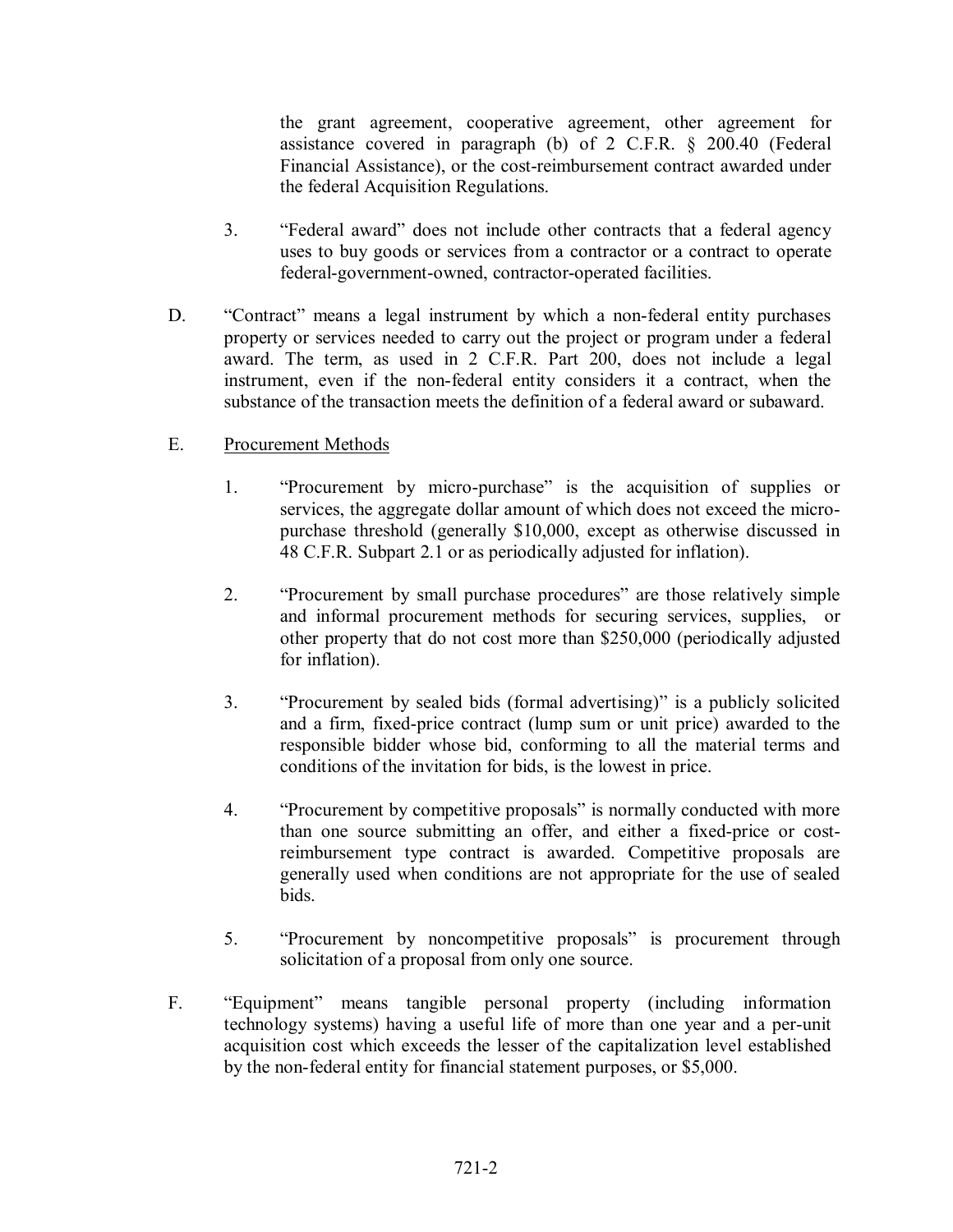the grant agreement, cooperative agreement, other agreement for assistance covered in paragraph (b) of 2 C.F.R. § 200.40 (Federal Financial Assistance), or the cost-reimbursement contract awarded under the federal Acquisition Regulations.

3. "Federal award" does not include other contracts that a federal agency uses to buy goods or services from a contractor or a contract to operate federal-government-owned, contractor-operated facilities.

D. "Contract" means a legal instrument by which a non-federal entity purchases property or services needed to carry out the project or program under a federal award. The term, as used in 2 C.F.R. Part 200, does not include a legal instrument, even if the non-federal entity considers it a contract, when the substance of the transaction meets the definition of a federal award or subaward.

E. Procurement Methods

1. "Procurement by micro-purchase" is the acquisition of supplies or services, the aggregate dollar amount of which does not exceed the micro-purchase threshold (generally $10,000, except as otherwise discussed in 48 C.F.R. Subpart 2.1 or as periodically adjusted for inflation).

2. "Procurement by small purchase procedures" are those relatively simple and informal procurement methods for securing services, supplies, or other property that do not cost more than $250,000 (periodically adjusted for inflation).

3. "Procurement by sealed bids (formal advertising)" is a publicly solicited and a firm, fixed-price contract (lump sum or unit price) awarded to the responsible bidder whose bid, conforming to all the material terms and conditions of the invitation for bids, is the lowest in price.

4. "Procurement by competitive proposals" is normally conducted with more than one source submitting an offer, and either a fixed-price or cost-reimbursement type contract is awarded. Competitive proposals are generally used when conditions are not appropriate for the use of sealed bids.

5. "Procurement by noncompetitive proposals" is procurement through solicitation of a proposal from only one source.

F. "Equipment" means tangible personal property (including information technology systems) having a useful life of more than one year and a per-unit acquisition cost which exceeds the lesser of the capitalization level established by the non-federal entity for financial statement purposes, or $5,000.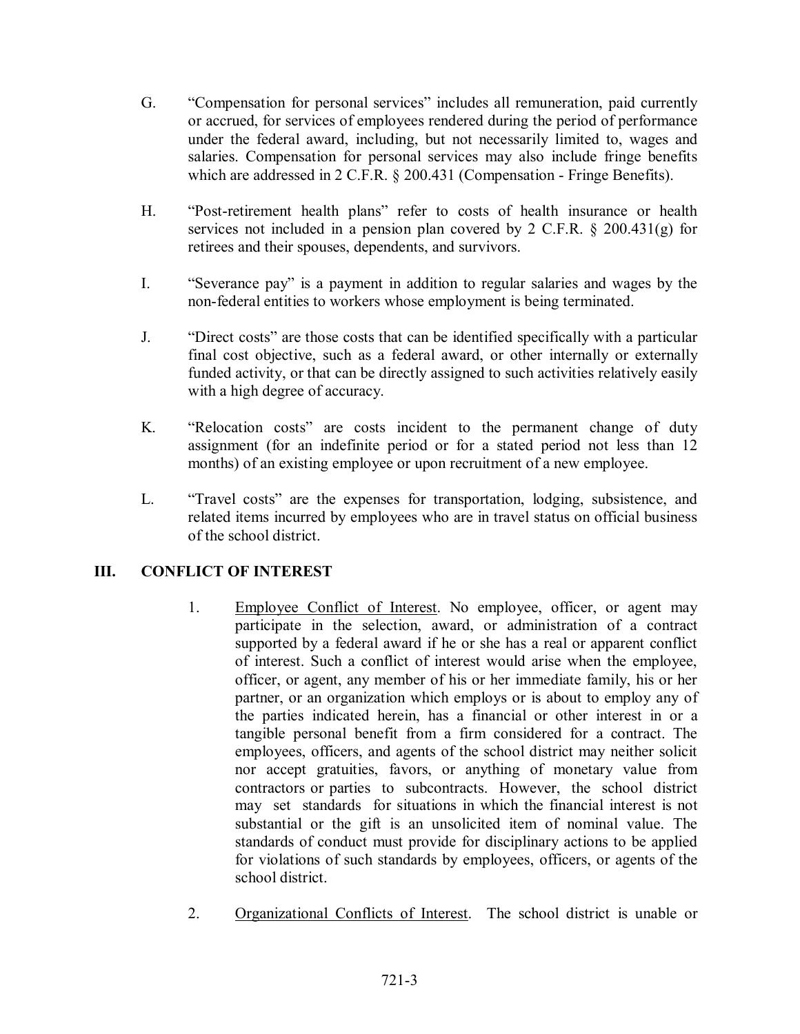G. "Compensation for personal services" includes all remuneration, paid currently or accrued, for services of employees rendered during the period of performance under the federal award, including, but not necessarily limited to, wages and salaries. Compensation for personal services may also include fringe benefits which are addressed in 2 C.F.R. § 200.431 (Compensation - Fringe Benefits).

H. "Post-retirement health plans" refer to costs of health insurance or health services not included in a pension plan covered by 2 C.F.R. § 200.431(g) for retirees and their spouses, dependents, and survivors.

I. "Severance pay" is a payment in addition to regular salaries and wages by the non-federal entities to workers whose employment is being terminated.

J. "Direct costs" are those costs that can be identified specifically with a particular final cost objective, such as a federal award, or other internally or externally funded activity, or that can be directly assigned to such activities relatively easily with a high degree of accuracy.

K. "Relocation costs" are costs incident to the permanent change of duty assignment (for an indefinite period or for a stated period not less than 12 months) of an existing employee or upon recruitment of a new employee.

L. "Travel costs" are the expenses for transportation, lodging, subsistence, and related items incurred by employees who are in travel status on official business of the school district.

## III. CONFLICT OF INTEREST

1. Employee Conflict of Interest. No employee, officer, or agent may participate in the selection, award, or administration of a contract supported by a federal award if he or she has a real or apparent conflict of interest. Such a conflict of interest would arise when the employee, officer, or agent, any member of his or her immediate family, his or her partner, or an organization which employs or is about to employ any of the parties indicated herein, has a financial or other interest in or a tangible personal benefit from a firm considered for a contract. The employees, officers, and agents of the school district may neither solicit nor accept gratuities, favors, or anything of monetary value from contractors or parties to subcontracts. However, the school district may set standards for situations in which the financial interest is not substantial or the gift is an unsolicited item of nominal value. The standards of conduct must provide for disciplinary actions to be applied for violations of such standards by employees, officers, or agents of the school district.

2. Organizational Conflicts of Interest. The school district is unable or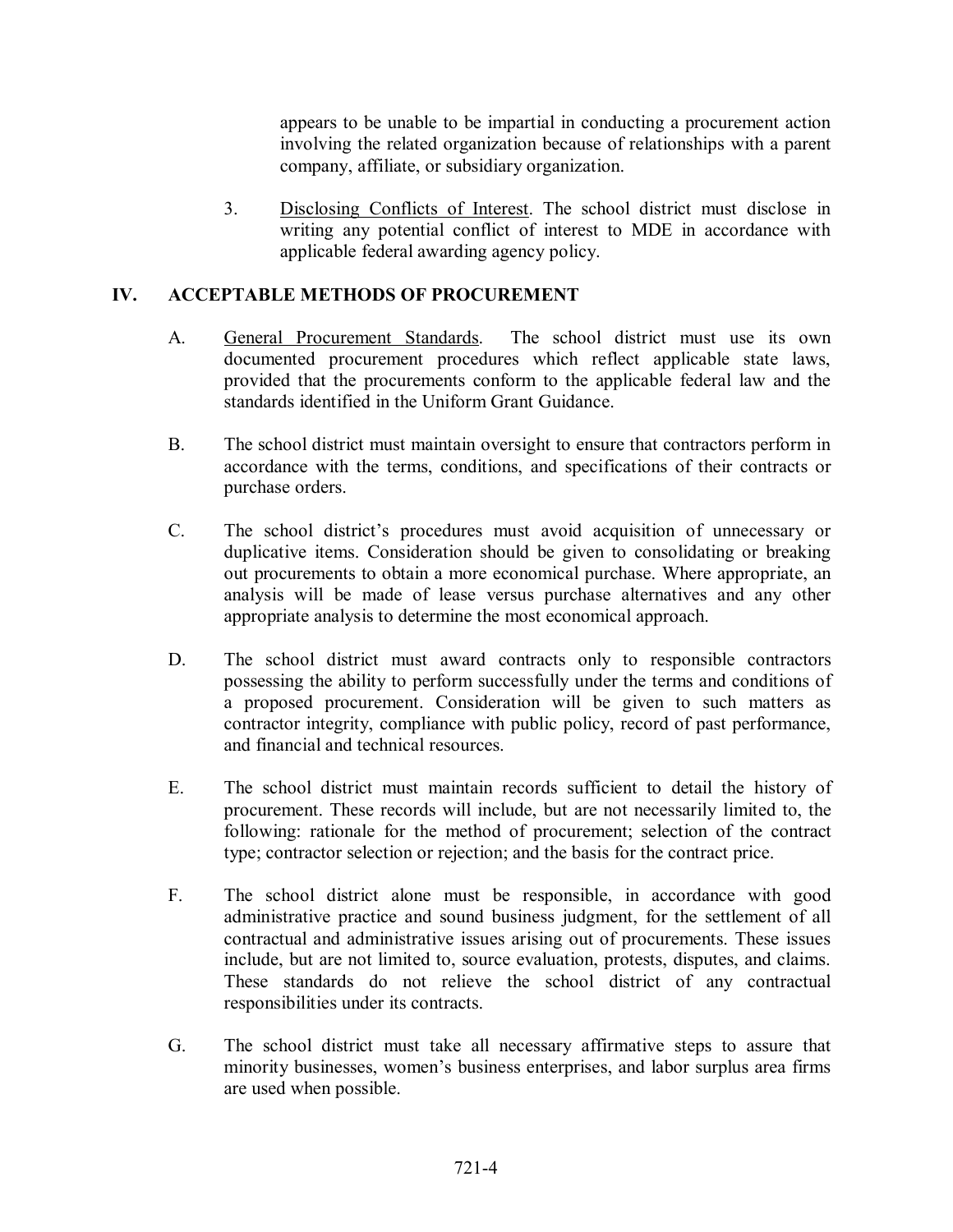appears to be unable to be impartial in conducting a procurement action involving the related organization because of relationships with a parent company, affiliate, or subsidiary organization.

3. Disclosing Conflicts of Interest. The school district must disclose in writing any potential conflict of interest to MDE in accordance with applicable federal awarding agency policy.

## IV. ACCEPTABLE METHODS OF PROCUREMENT

A. General Procurement Standards. The school district must use its own documented procurement procedures which reflect applicable state laws, provided that the procurements conform to the applicable federal law and the standards identified in the Uniform Grant Guidance.

B. The school district must maintain oversight to ensure that contractors perform in accordance with the terms, conditions, and specifications of their contracts or purchase orders.

C. The school district's procedures must avoid acquisition of unnecessary or duplicative items. Consideration should be given to consolidating or breaking out procurements to obtain a more economical purchase. Where appropriate, an analysis will be made of lease versus purchase alternatives and any other appropriate analysis to determine the most economical approach.

D. The school district must award contracts only to responsible contractors possessing the ability to perform successfully under the terms and conditions of a proposed procurement. Consideration will be given to such matters as contractor integrity, compliance with public policy, record of past performance, and financial and technical resources.

E. The school district must maintain records sufficient to detail the history of procurement. These records will include, but are not necessarily limited to, the following: rationale for the method of procurement; selection of the contract type; contractor selection or rejection; and the basis for the contract price.

F. The school district alone must be responsible, in accordance with good administrative practice and sound business judgment, for the settlement of all contractual and administrative issues arising out of procurements. These issues include, but are not limited to, source evaluation, protests, disputes, and claims. These standards do not relieve the school district of any contractual responsibilities under its contracts.

G. The school district must take all necessary affirmative steps to assure that minority businesses, women's business enterprises, and labor surplus area firms are used when possible.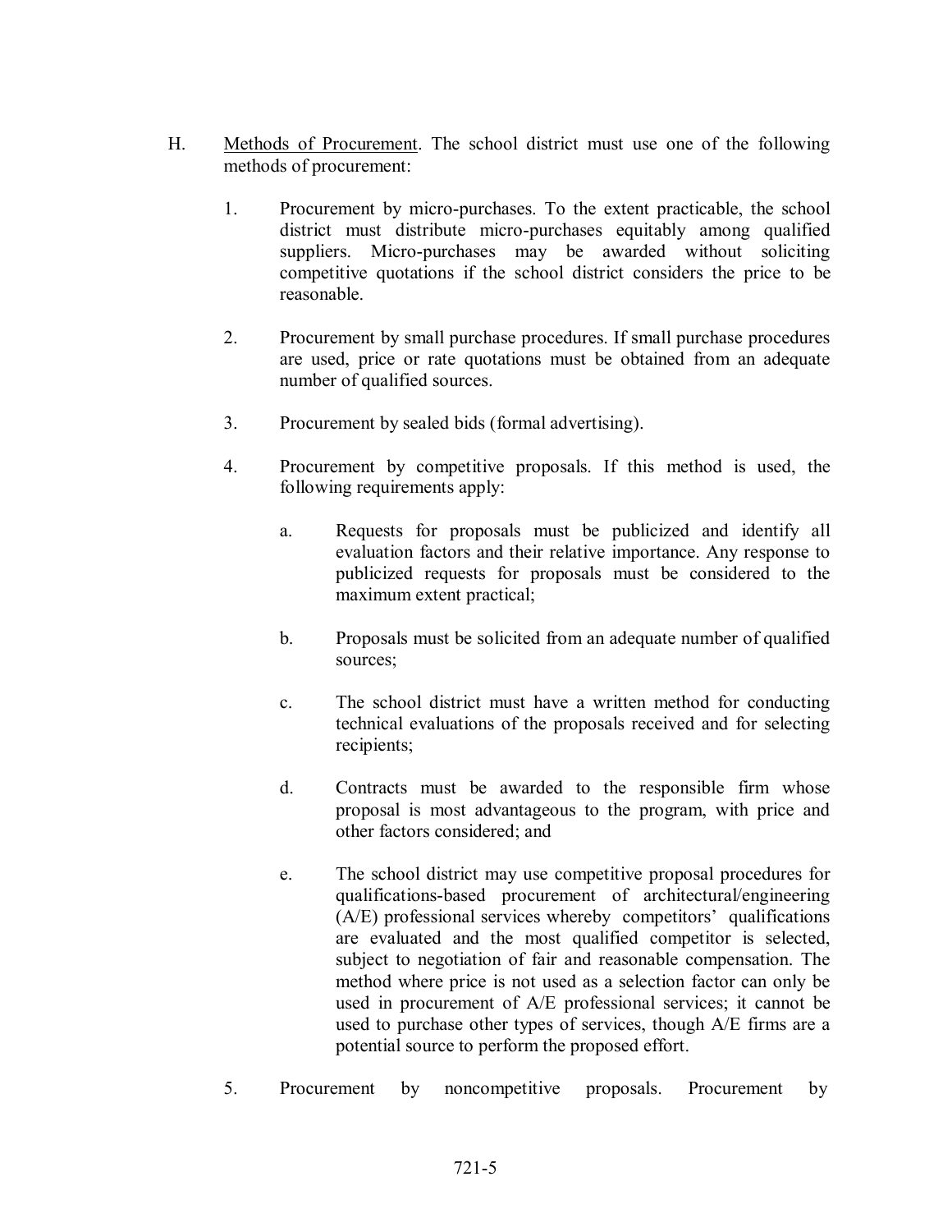H. Methods of Procurement. The school district must use one of the following methods of procurement:

1. Procurement by micro-purchases. To the extent practicable, the school district must distribute micro-purchases equitably among qualified suppliers. Micro-purchases may be awarded without soliciting competitive quotations if the school district considers the price to be reasonable.

2. Procurement by small purchase procedures. If small purchase procedures are used, price or rate quotations must be obtained from an adequate number of qualified sources.

3. Procurement by sealed bids (formal advertising).

4. Procurement by competitive proposals. If this method is used, the following requirements apply:

   a. Requests for proposals must be publicized and identify all evaluation factors and their relative importance. Any response to publicized requests for proposals must be considered to the maximum extent practical;

   b. Proposals must be solicited from an adequate number of qualified sources;

   c. The school district must have a written method for conducting technical evaluations of the proposals received and for selecting recipients;

   d. Contracts must be awarded to the responsible firm whose proposal is most advantageous to the program, with price and other factors considered; and

   e. The school district may use competitive proposal procedures for qualifications-based procurement of architectural/engineering (A/E) professional services whereby competitors' qualifications are evaluated and the most qualified competitor is selected, subject to negotiation of fair and reasonable compensation. The method where price is not used as a selection factor can only be used in procurement of A/E professional services; it cannot be used to purchase other types of services, though A/E firms are a potential source to perform the proposed effort.

5. Procurement by noncompetitive proposals. Procurement by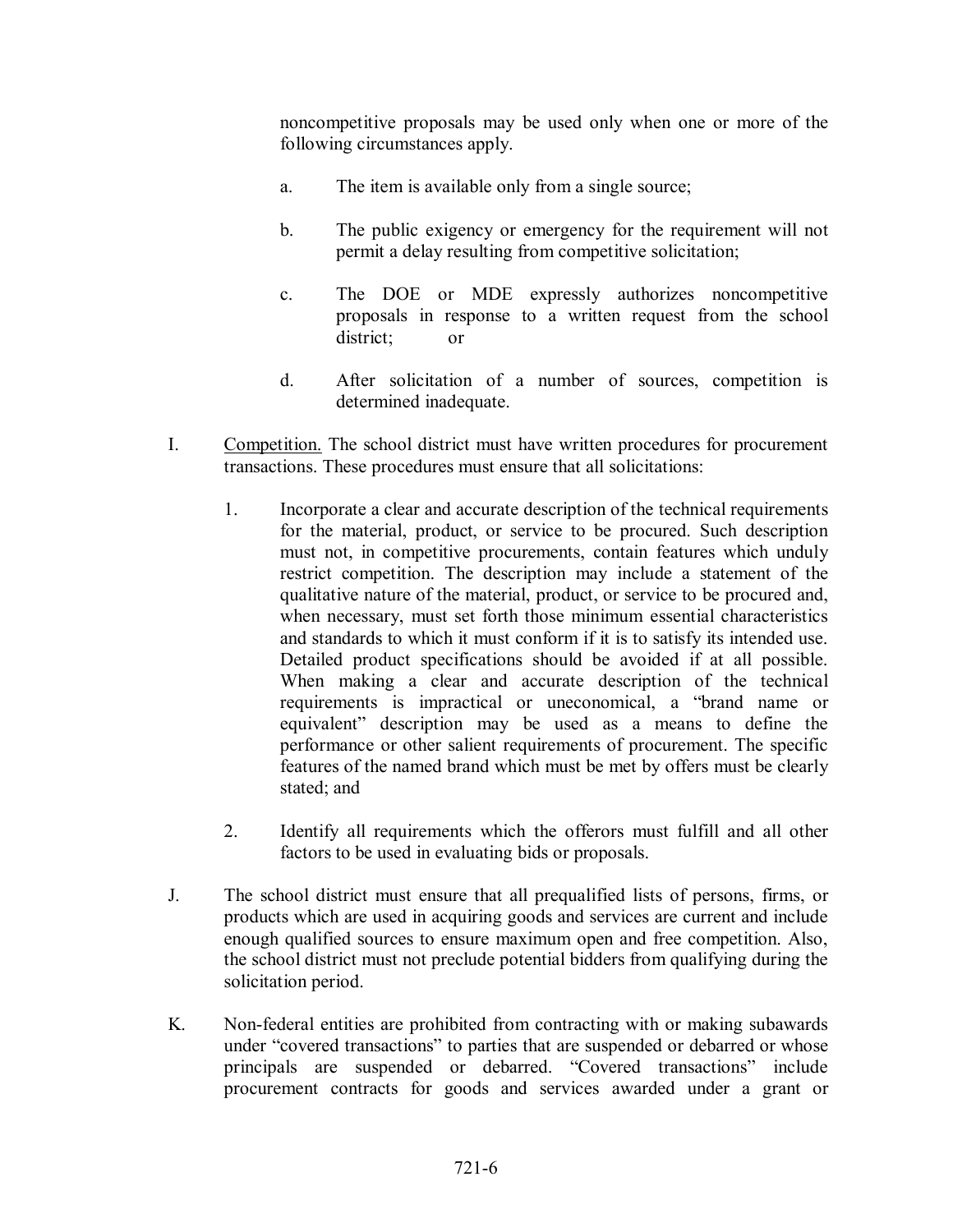noncompetitive proposals may be used only when one or more of the following circumstances apply.

a. The item is available only from a single source;

b. The public exigency or emergency for the requirement will not permit a delay resulting from competitive solicitation;

c. The DOE or MDE expressly authorizes noncompetitive proposals in response to a written request from the school district; or

d. After solicitation of a number of sources, competition is determined inadequate.

I. Competition. The school district must have written procedures for procurement transactions. These procedures must ensure that all solicitations:

1. Incorporate a clear and accurate description of the technical requirements for the material, product, or service to be procured. Such description must not, in competitive procurements, contain features which unduly restrict competition. The description may include a statement of the qualitative nature of the material, product, or service to be procured and, when necessary, must set forth those minimum essential characteristics and standards to which it must conform if it is to satisfy its intended use. Detailed product specifications should be avoided if at all possible. When making a clear and accurate description of the technical requirements is impractical or uneconomical, a "brand name or equivalent" description may be used as a means to define the performance or other salient requirements of procurement. The specific features of the named brand which must be met by offers must be clearly stated; and

2. Identify all requirements which the offerors must fulfill and all other factors to be used in evaluating bids or proposals.

J. The school district must ensure that all prequalified lists of persons, firms, or products which are used in acquiring goods and services are current and include enough qualified sources to ensure maximum open and free competition. Also, the school district must not preclude potential bidders from qualifying during the solicitation period.

K. Non-federal entities are prohibited from contracting with or making subawards under "covered transactions" to parties that are suspended or debarred or whose principals are suspended or debarred. "Covered transactions" include procurement contracts for goods and services awarded under a grant or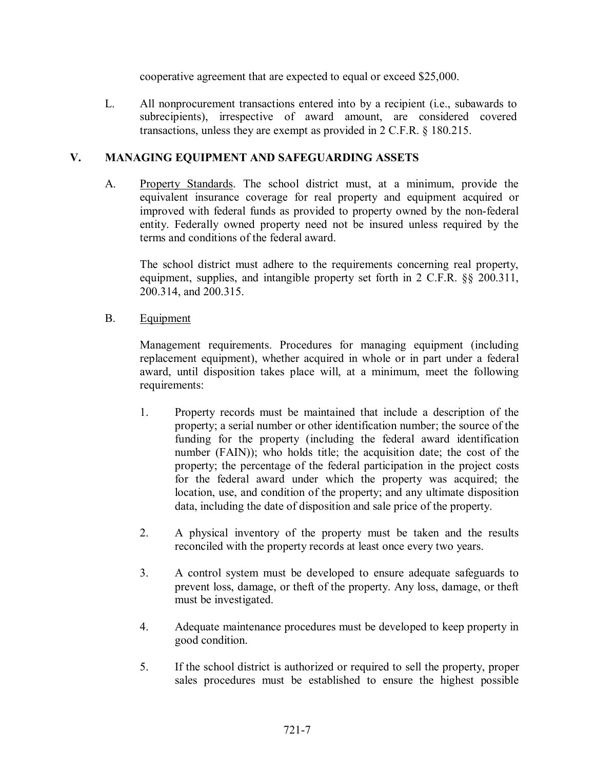cooperative agreement that are expected to equal or exceed $25,000.

L. All nonprocurement transactions entered into by a recipient (i.e., subawards to subrecipients), irrespective of award amount, are considered covered transactions, unless they are exempt as provided in 2 C.F.R. § 180.215.

## V. MANAGING EQUIPMENT AND SAFEGUARDING ASSETS

A. Property Standards. The school district must, at a minimum, provide the equivalent insurance coverage for real property and equipment acquired or improved with federal funds as provided to property owned by the non-federal entity. Federally owned property need not be insured unless required by the terms and conditions of the federal award.

The school district must adhere to the requirements concerning real property, equipment, supplies, and intangible property set forth in 2 C.F.R. §§ 200.311, 200.314, and 200.315.

B. Equipment

Management requirements. Procedures for managing equipment (including replacement equipment), whether acquired in whole or in part under a federal award, until disposition takes place will, at a minimum, meet the following requirements:

1. Property records must be maintained that include a description of the property; a serial number or other identification number; the source of the funding for the property (including the federal award identification number (FAIN)); who holds title; the acquisition date; the cost of the property; the percentage of the federal participation in the project costs for the federal award under which the property was acquired; the location, use, and condition of the property; and any ultimate disposition data, including the date of disposition and sale price of the property.

2. A physical inventory of the property must be taken and the results reconciled with the property records at least once every two years.

3. A control system must be developed to ensure adequate safeguards to prevent loss, damage, or theft of the property. Any loss, damage, or theft must be investigated.

4. Adequate maintenance procedures must be developed to keep property in good condition.

5. If the school district is authorized or required to sell the property, proper sales procedures must be established to ensure the highest possible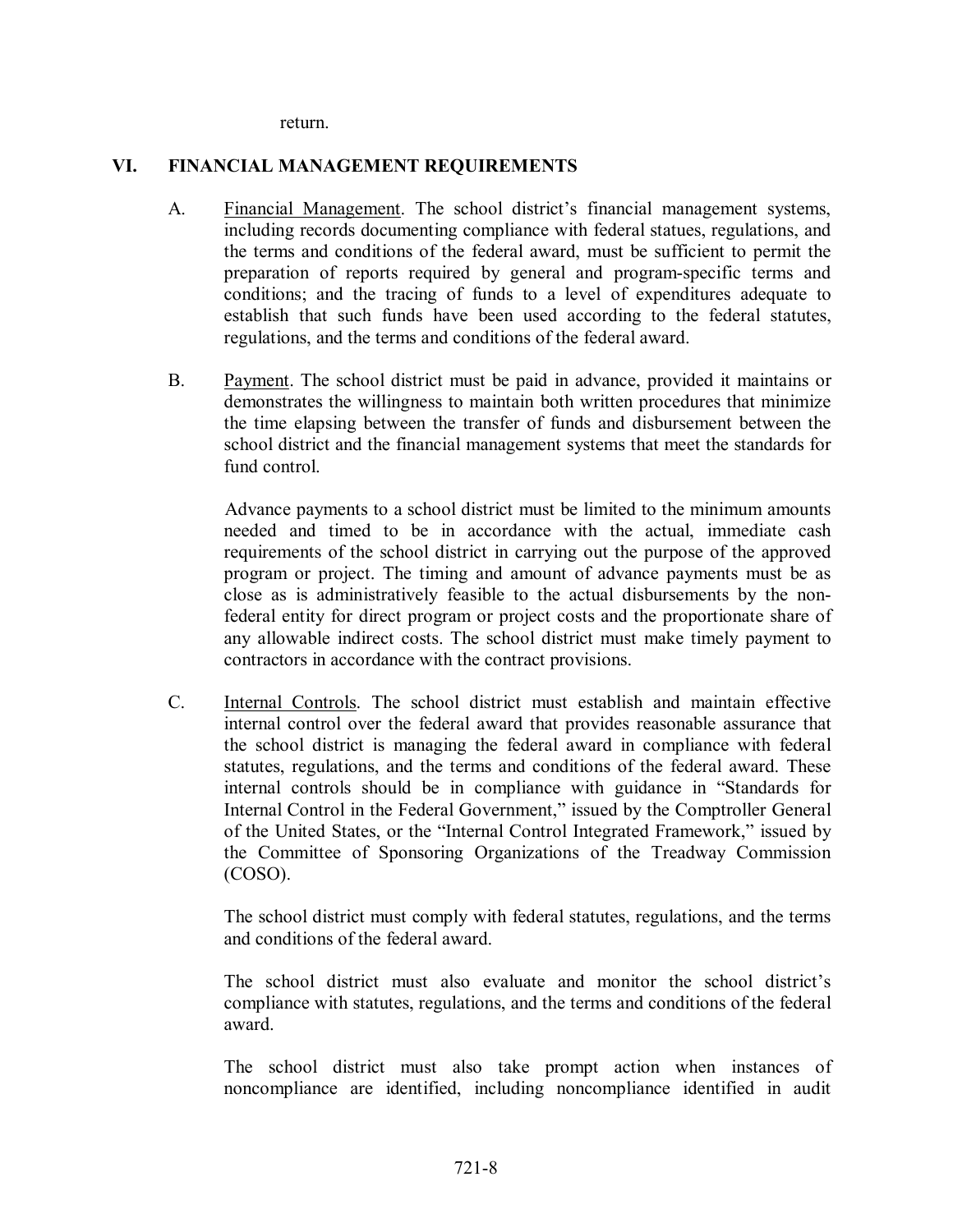return.

## VI. FINANCIAL MANAGEMENT REQUIREMENTS

A. Financial Management. The school district's financial management systems, including records documenting compliance with federal statues, regulations, and the terms and conditions of the federal award, must be sufficient to permit the preparation of reports required by general and program-specific terms and conditions; and the tracing of funds to a level of expenditures adequate to establish that such funds have been used according to the federal statutes, regulations, and the terms and conditions of the federal award.

B. Payment. The school district must be paid in advance, provided it maintains or demonstrates the willingness to maintain both written procedures that minimize the time elapsing between the transfer of funds and disbursement between the school district and the financial management systems that meet the standards for fund control.

Advance payments to a school district must be limited to the minimum amounts needed and timed to be in accordance with the actual, immediate cash requirements of the school district in carrying out the purpose of the approved program or project. The timing and amount of advance payments must be as close as is administratively feasible to the actual disbursements by the non-federal entity for direct program or project costs and the proportionate share of any allowable indirect costs. The school district must make timely payment to contractors in accordance with the contract provisions.

C. Internal Controls. The school district must establish and maintain effective internal control over the federal award that provides reasonable assurance that the school district is managing the federal award in compliance with federal statutes, regulations, and the terms and conditions of the federal award. These internal controls should be in compliance with guidance in "Standards for Internal Control in the Federal Government," issued by the Comptroller General of the United States, or the "Internal Control Integrated Framework," issued by the Committee of Sponsoring Organizations of the Treadway Commission (COSO).

The school district must comply with federal statutes, regulations, and the terms and conditions of the federal award.

The school district must also evaluate and monitor the school district's compliance with statutes, regulations, and the terms and conditions of the federal award.

The school district must also take prompt action when instances of noncompliance are identified, including noncompliance identified in audit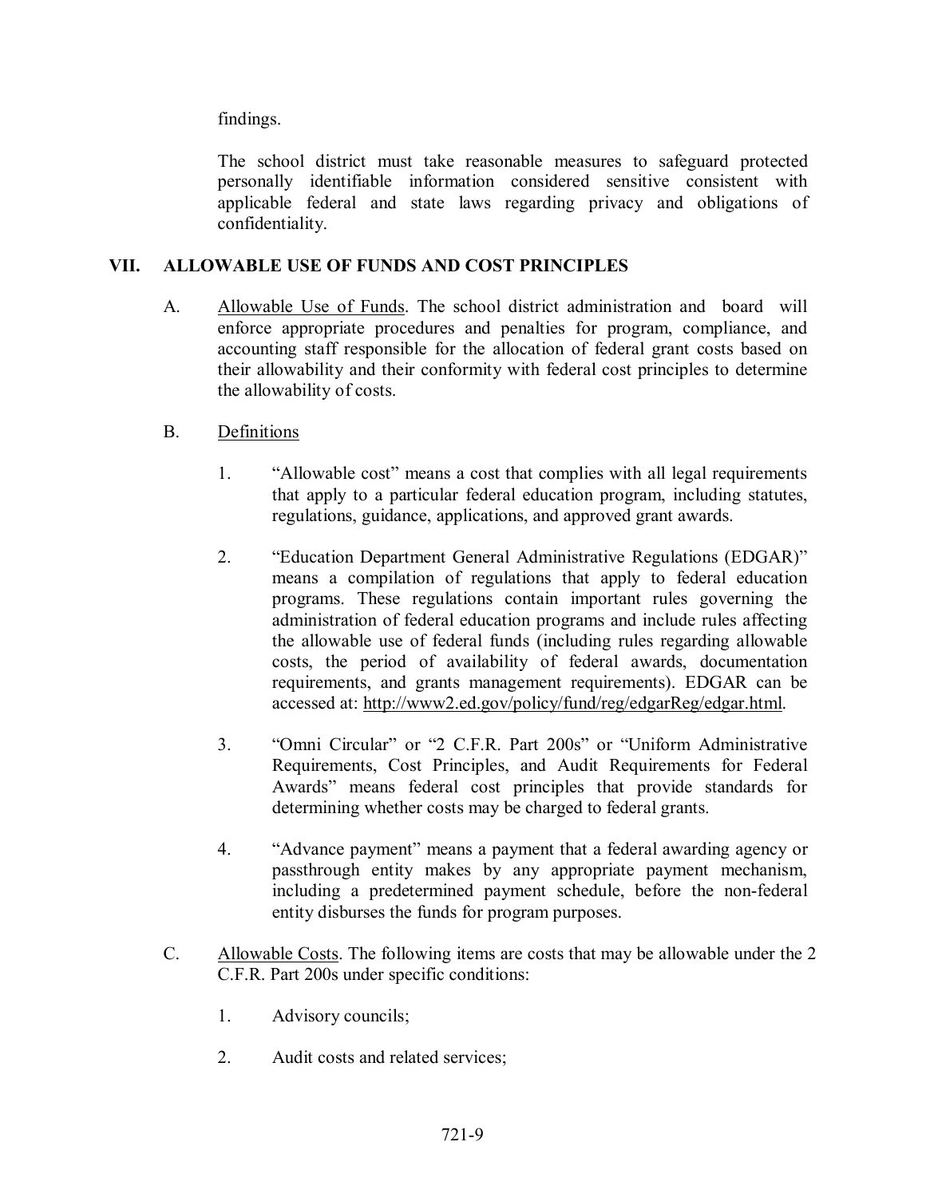findings.

The school district must take reasonable measures to safeguard protected personally identifiable information considered sensitive consistent with applicable federal and state laws regarding privacy and obligations of confidentiality.

## VII. ALLOWABLE USE OF FUNDS AND COST PRINCIPLES

A. Allowable Use of Funds. The school district administration and board will enforce appropriate procedures and penalties for program, compliance, and accounting staff responsible for the allocation of federal grant costs based on their allowability and their conformity with federal cost principles to determine the allowability of costs.

B. Definitions

1. "Allowable cost" means a cost that complies with all legal requirements that apply to a particular federal education program, including statutes, regulations, guidance, applications, and approved grant awards.

2. "Education Department General Administrative Regulations (EDGAR)" means a compilation of regulations that apply to federal education programs. These regulations contain important rules governing the administration of federal education programs and include rules affecting the allowable use of federal funds (including rules regarding allowable costs, the period of availability of federal awards, documentation requirements, and grants management requirements). EDGAR can be accessed at: http://www2.ed.gov/policy/fund/reg/edgarReg/edgar.html.

3. "Omni Circular" or "2 C.F.R. Part 200s" or "Uniform Administrative Requirements, Cost Principles, and Audit Requirements for Federal Awards" means federal cost principles that provide standards for determining whether costs may be charged to federal grants.

4. "Advance payment" means a payment that a federal awarding agency or passthrough entity makes by any appropriate payment mechanism, including a predetermined payment schedule, before the non-federal entity disburses the funds for program purposes.

C. Allowable Costs. The following items are costs that may be allowable under the 2 C.F.R. Part 200s under specific conditions:

1. Advisory councils;

2. Audit costs and related services;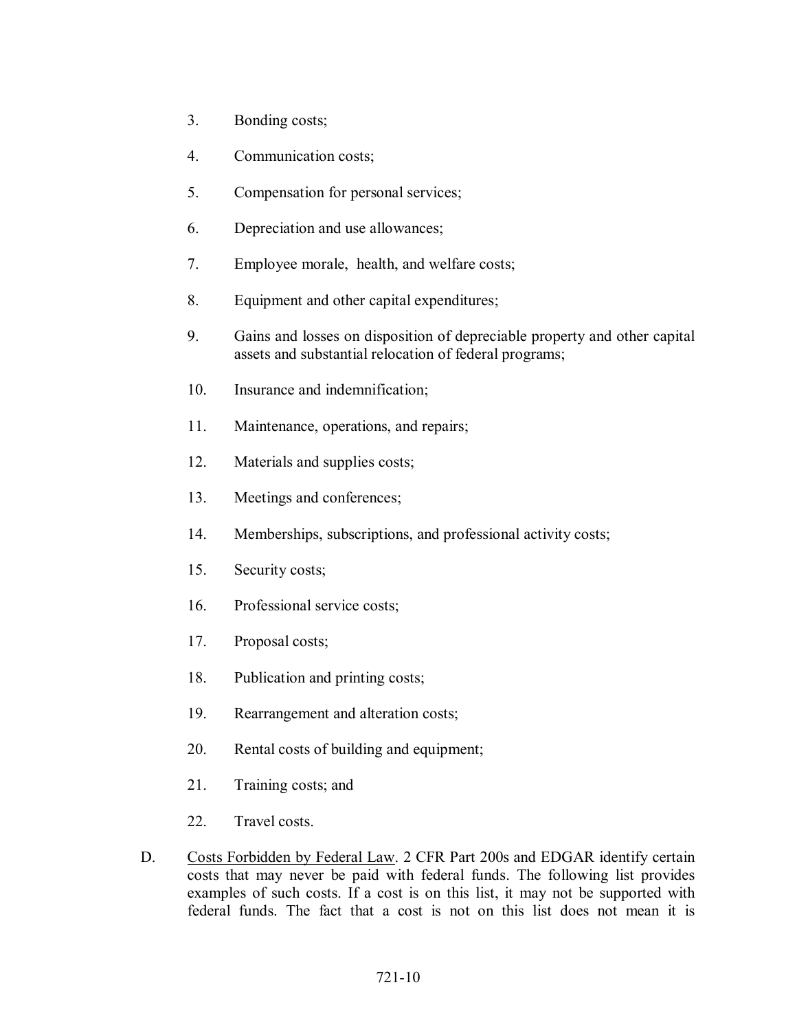3. Bonding costs;

4. Communication costs;

5. Compensation for personal services;

6. Depreciation and use allowances;

7. Employee morale, health, and welfare costs;

8. Equipment and other capital expenditures;

9. Gains and losses on disposition of depreciable property and other capital assets and substantial relocation of federal programs;

10. Insurance and indemnification;

11. Maintenance, operations, and repairs;

12. Materials and supplies costs;

13. Meetings and conferences;

14. Memberships, subscriptions, and professional activity costs;

15. Security costs;

16. Professional service costs;

17. Proposal costs;

18. Publication and printing costs;

19. Rearrangement and alteration costs;

20. Rental costs of building and equipment;

21. Training costs; and

22. Travel costs.

D. Costs Forbidden by Federal Law. 2 CFR Part 200s and EDGAR identify certain costs that may never be paid with federal funds. The following list provides examples of such costs. If a cost is on this list, it may not be supported with federal funds. The fact that a cost is not on this list does not mean it is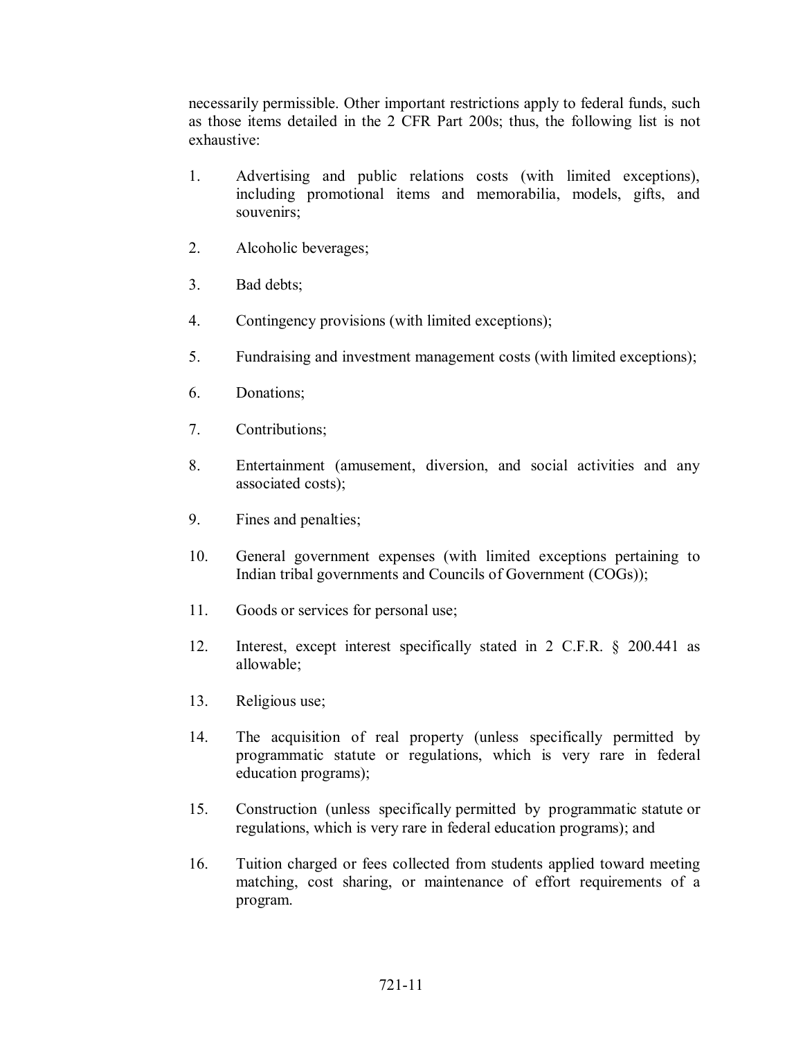necessarily permissible. Other important restrictions apply to federal funds, such as those items detailed in the 2 CFR Part 200s; thus, the following list is not exhaustive:

1. Advertising and public relations costs (with limited exceptions), including promotional items and memorabilia, models, gifts, and souvenirs;

2. Alcoholic beverages;

3. Bad debts;

4. Contingency provisions (with limited exceptions);

5. Fundraising and investment management costs (with limited exceptions);

6. Donations;

7. Contributions;

8. Entertainment (amusement, diversion, and social activities and any associated costs);

9. Fines and penalties;

10. General government expenses (with limited exceptions pertaining to Indian tribal governments and Councils of Government (COGs));

11. Goods or services for personal use;

12. Interest, except interest specifically stated in 2 C.F.R. § 200.441 as allowable;

13. Religious use;

14. The acquisition of real property (unless specifically permitted by programmatic statute or regulations, which is very rare in federal education programs);

15. Construction (unless specifically permitted by programmatic statute or regulations, which is very rare in federal education programs); and

16. Tuition charged or fees collected from students applied toward meeting matching, cost sharing, or maintenance of effort requirements of a program.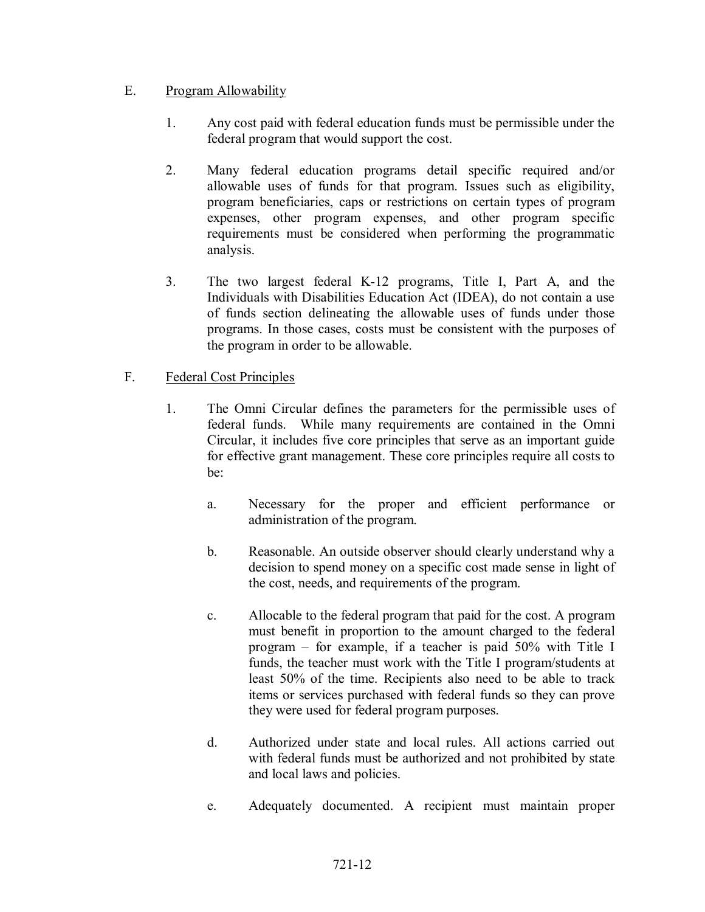## E. Program Allowability

1. Any cost paid with federal education funds must be permissible under the federal program that would support the cost.

2. Many federal education programs detail specific required and/or allowable uses of funds for that program. Issues such as eligibility, program beneficiaries, caps or restrictions on certain types of program expenses, other program expenses, and other program specific requirements must be considered when performing the programmatic analysis.

3. The two largest federal K-12 programs, Title I, Part A, and the Individuals with Disabilities Education Act (IDEA), do not contain a use of funds section delineating the allowable uses of funds under those programs. In those cases, costs must be consistent with the purposes of the program in order to be allowable.

## F. Federal Cost Principles

1. The Omni Circular defines the parameters for the permissible uses of federal funds. While many requirements are contained in the Omni Circular, it includes five core principles that serve as an important guide for effective grant management. These core principles require all costs to be:

   a. Necessary for the proper and efficient performance or administration of the program.

   b. Reasonable. An outside observer should clearly understand why a decision to spend money on a specific cost made sense in light of the cost, needs, and requirements of the program.

   c. Allocable to the federal program that paid for the cost. A program must benefit in proportion to the amount charged to the federal program – for example, if a teacher is paid 50% with Title I funds, the teacher must work with the Title I program/students at least 50% of the time. Recipients also need to be able to track items or services purchased with federal funds so they can prove they were used for federal program purposes.

   d. Authorized under state and local rules. All actions carried out with federal funds must be authorized and not prohibited by state and local laws and policies.

   e. Adequately documented. A recipient must maintain proper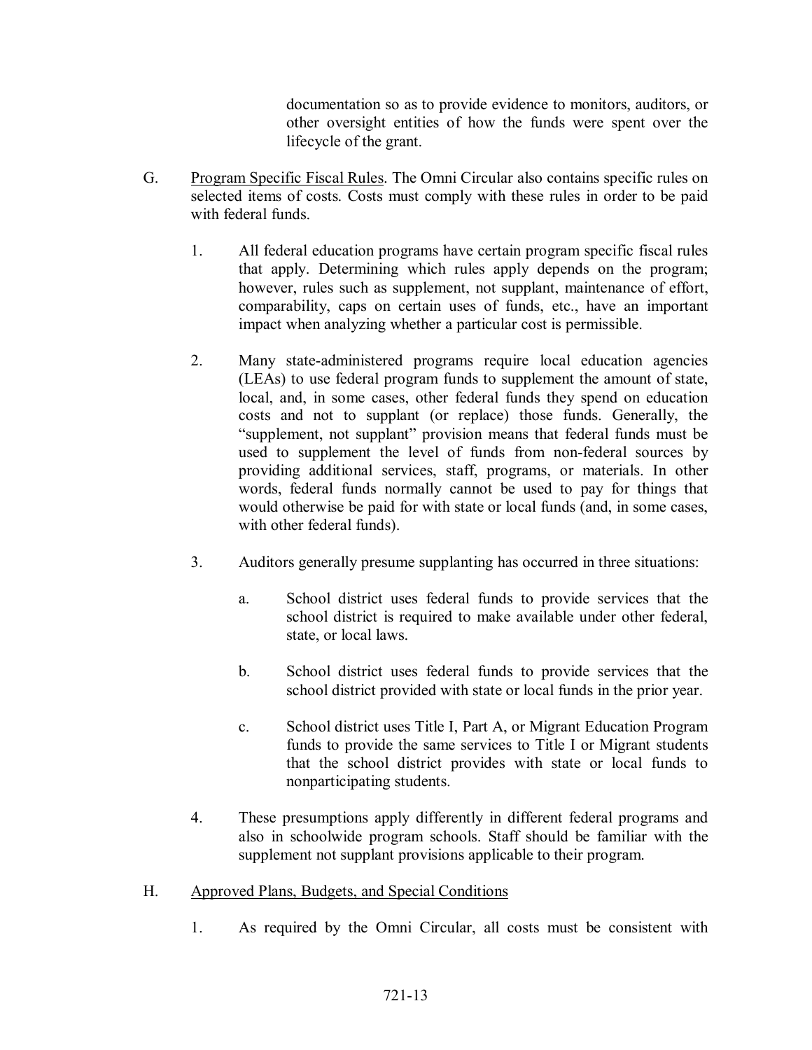documentation so as to provide evidence to monitors, auditors, or other oversight entities of how the funds were spent over the lifecycle of the grant.

G. Program Specific Fiscal Rules. The Omni Circular also contains specific rules on selected items of costs. Costs must comply with these rules in order to be paid with federal funds.

1. All federal education programs have certain program specific fiscal rules that apply. Determining which rules apply depends on the program; however, rules such as supplement, not supplant, maintenance of effort, comparability, caps on certain uses of funds, etc., have an important impact when analyzing whether a particular cost is permissible.

2. Many state-administered programs require local education agencies (LEAs) to use federal program funds to supplement the amount of state, local, and, in some cases, other federal funds they spend on education costs and not to supplant (or replace) those funds. Generally, the "supplement, not supplant" provision means that federal funds must be used to supplement the level of funds from non-federal sources by providing additional services, staff, programs, or materials. In other words, federal funds normally cannot be used to pay for things that would otherwise be paid for with state or local funds (and, in some cases, with other federal funds).

3. Auditors generally presume supplanting has occurred in three situations:

   a. School district uses federal funds to provide services that the school district is required to make available under other federal, state, or local laws.

   b. School district uses federal funds to provide services that the school district provided with state or local funds in the prior year.

   c. School district uses Title I, Part A, or Migrant Education Program funds to provide the same services to Title I or Migrant students that the school district provides with state or local funds to nonparticipating students.

4. These presumptions apply differently in different federal programs and also in schoolwide program schools. Staff should be familiar with the supplement not supplant provisions applicable to their program.

H. Approved Plans, Budgets, and Special Conditions

1. As required by the Omni Circular, all costs must be consistent with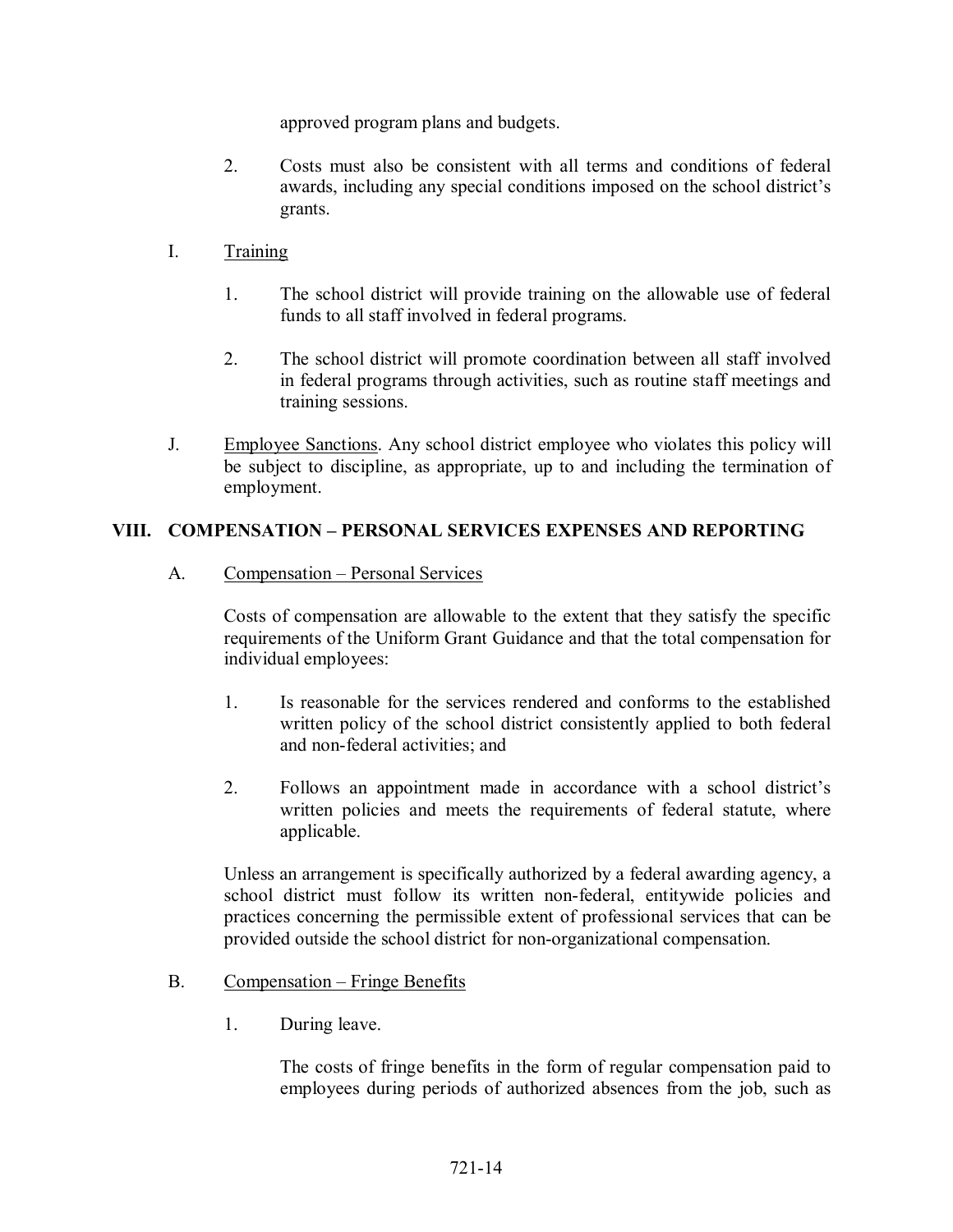approved program plans and budgets.

2. Costs must also be consistent with all terms and conditions of federal awards, including any special conditions imposed on the school district's grants.

I. Training

1. The school district will provide training on the allowable use of federal funds to all staff involved in federal programs.

2. The school district will promote coordination between all staff involved in federal programs through activities, such as routine staff meetings and training sessions.

J. Employee Sanctions. Any school district employee who violates this policy will be subject to discipline, as appropriate, up to and including the termination of employment.

## VIII. COMPENSATION – PERSONAL SERVICES EXPENSES AND REPORTING

A. Compensation – Personal Services

Costs of compensation are allowable to the extent that they satisfy the specific requirements of the Uniform Grant Guidance and that the total compensation for individual employees:

1. Is reasonable for the services rendered and conforms to the established written policy of the school district consistently applied to both federal and non-federal activities; and

2. Follows an appointment made in accordance with a school district's written policies and meets the requirements of federal statute, where applicable.

Unless an arrangement is specifically authorized by a federal awarding agency, a school district must follow its written non-federal, entitywide policies and practices concerning the permissible extent of professional services that can be provided outside the school district for non-organizational compensation.

B. Compensation – Fringe Benefits

1. During leave.

The costs of fringe benefits in the form of regular compensation paid to employees during periods of authorized absences from the job, such as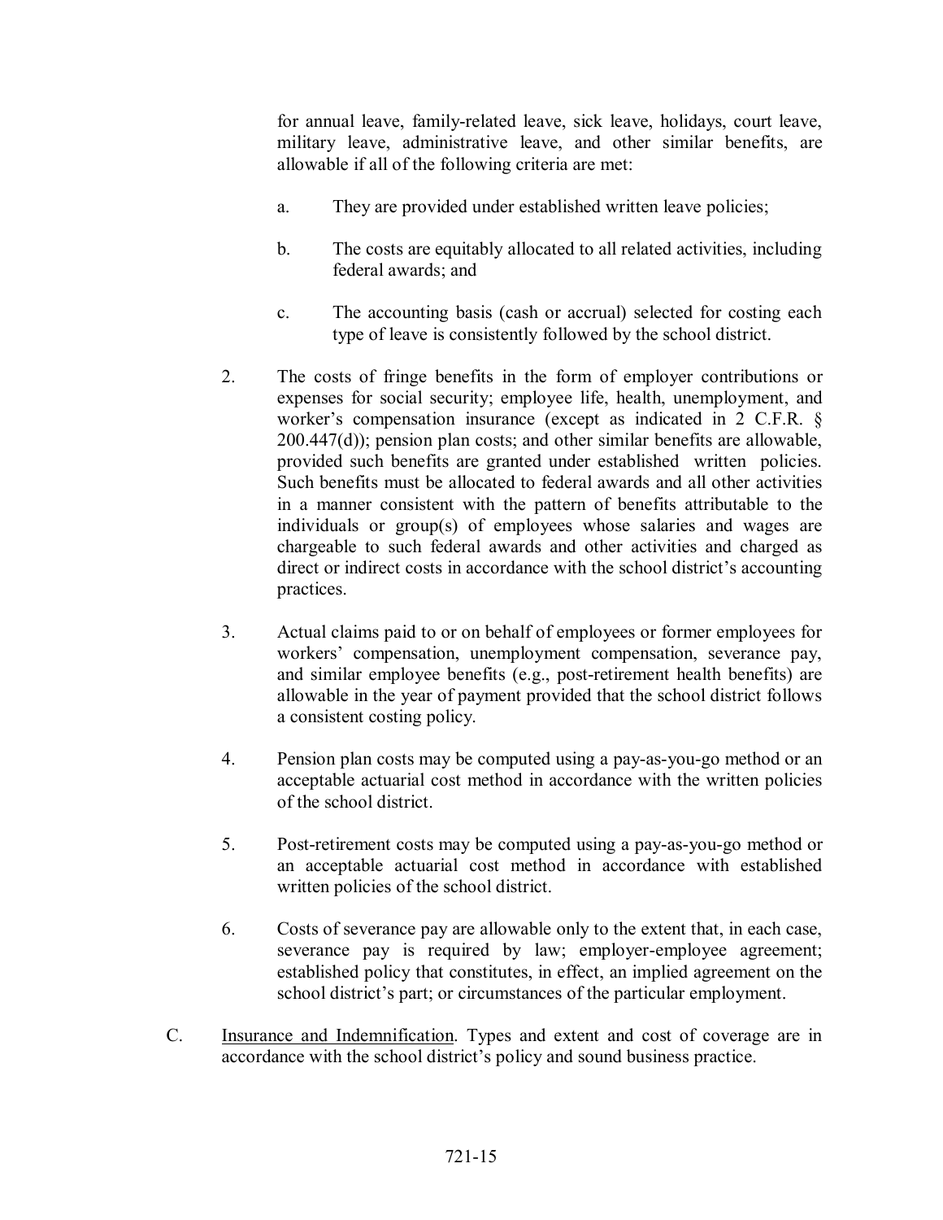for annual leave, family-related leave, sick leave, holidays, court leave, military leave, administrative leave, and other similar benefits, are allowable if all of the following criteria are met:

   a. They are provided under established written leave policies;

   b. The costs are equitably allocated to all related activities, including federal awards; and

   c. The accounting basis (cash or accrual) selected for costing each type of leave is consistently followed by the school district.

2. The costs of fringe benefits in the form of employer contributions or expenses for social security; employee life, health, unemployment, and worker's compensation insurance (except as indicated in 2 C.F.R. § 200.447(d)); pension plan costs; and other similar benefits are allowable, provided such benefits are granted under established written policies. Such benefits must be allocated to federal awards and all other activities in a manner consistent with the pattern of benefits attributable to the individuals or group(s) of employees whose salaries and wages are chargeable to such federal awards and other activities and charged as direct or indirect costs in accordance with the school district's accounting practices.

3. Actual claims paid to or on behalf of employees or former employees for workers' compensation, unemployment compensation, severance pay, and similar employee benefits (e.g., post-retirement health benefits) are allowable in the year of payment provided that the school district follows a consistent costing policy.

4. Pension plan costs may be computed using a pay-as-you-go method or an acceptable actuarial cost method in accordance with the written policies of the school district.

5. Post-retirement costs may be computed using a pay-as-you-go method or an acceptable actuarial cost method in accordance with established written policies of the school district.

6. Costs of severance pay are allowable only to the extent that, in each case, severance pay is required by law; employer-employee agreement; established policy that constitutes, in effect, an implied agreement on the school district's part; or circumstances of the particular employment.

C. Insurance and Indemnification. Types and extent and cost of coverage are in accordance with the school district's policy and sound business practice.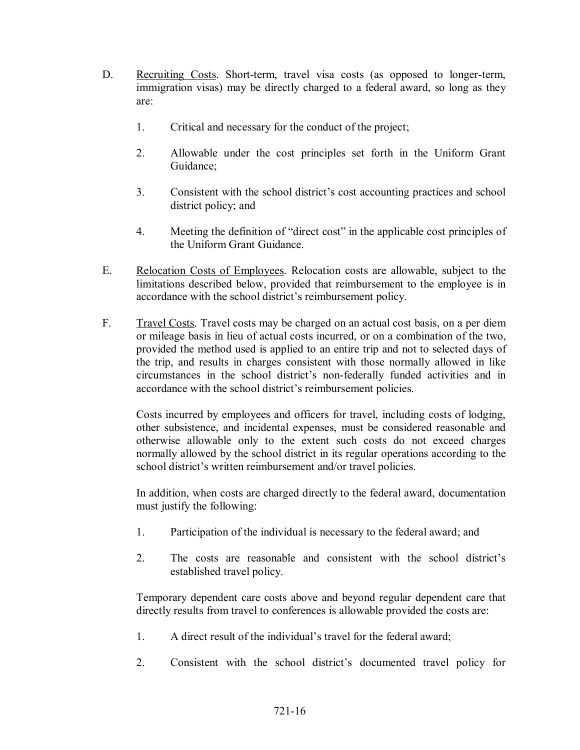D. Recruiting Costs. Short-term, travel visa costs (as opposed to longer-term, immigration visas) may be directly charged to a federal award, so long as they are:

1. Critical and necessary for the conduct of the project;

2. Allowable under the cost principles set forth in the Uniform Grant Guidance;

3. Consistent with the school district's cost accounting practices and school district policy; and

4. Meeting the definition of "direct cost" in the applicable cost principles of the Uniform Grant Guidance.

E. Relocation Costs of Employees. Relocation costs are allowable, subject to the limitations described below, provided that reimbursement to the employee is in accordance with the school district's reimbursement policy.

F. Travel Costs. Travel costs may be charged on an actual cost basis, on a per diem or mileage basis in lieu of actual costs incurred, or on a combination of the two, provided the method used is applied to an entire trip and not to selected days of the trip, and results in charges consistent with those normally allowed in like circumstances in the school district's non-federally funded activities and in accordance with the school district's reimbursement policies.

   Costs incurred by employees and officers for travel, including costs of lodging, other subsistence, and incidental expenses, must be considered reasonable and otherwise allowable only to the extent such costs do not exceed charges normally allowed by the school district in its regular operations according to the school district's written reimbursement and/or travel policies.

   In addition, when costs are charged directly to the federal award, documentation must justify the following:

   1. Participation of the individual is necessary to the federal award; and

   2. The costs are reasonable and consistent with the school district's established travel policy.

   Temporary dependent care costs above and beyond regular dependent care that directly results from travel to conferences is allowable provided the costs are:

   1. A direct result of the individual's travel for the federal award;

   2. Consistent with the school district's documented travel policy for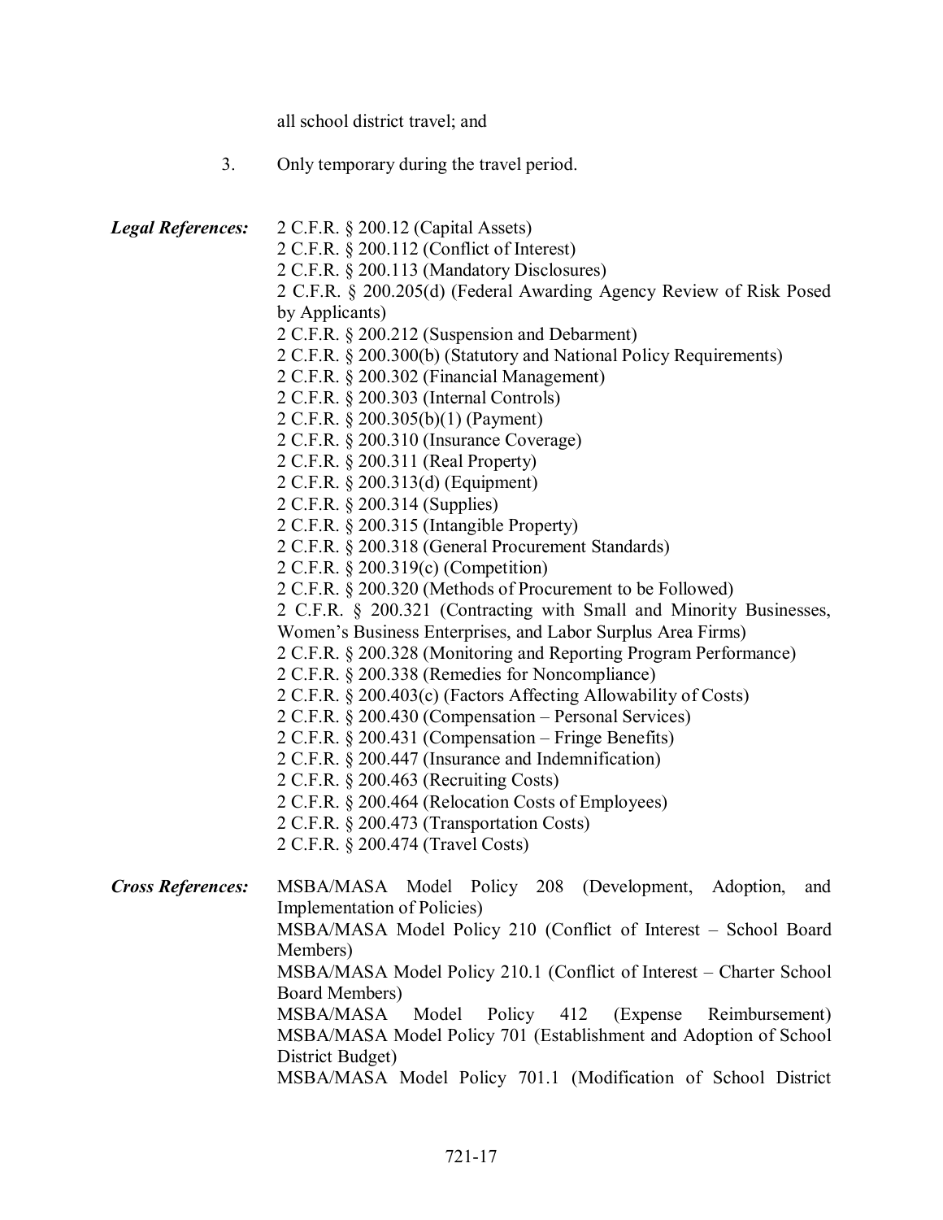all school district travel; and

3. Only temporary during the travel period.

***Legal References:***
2 C.F.R. § 200.12 (Capital Assets)
2 C.F.R. § 200.112 (Conflict of Interest)
2 C.F.R. § 200.113 (Mandatory Disclosures)
2 C.F.R. § 200.205(d) (Federal Awarding Agency Review of Risk Posed by Applicants)
2 C.F.R. § 200.212 (Suspension and Debarment)
2 C.F.R. § 200.300(b) (Statutory and National Policy Requirements)
2 C.F.R. § 200.302 (Financial Management)
2 C.F.R. § 200.303 (Internal Controls)
2 C.F.R. § 200.305(b)(1) (Payment)
2 C.F.R. § 200.310 (Insurance Coverage)
2 C.F.R. § 200.311 (Real Property)
2 C.F.R. § 200.313(d) (Equipment)
2 C.F.R. § 200.314 (Supplies)
2 C.F.R. § 200.315 (Intangible Property)
2 C.F.R. § 200.318 (General Procurement Standards)
2 C.F.R. § 200.319(c) (Competition)
2 C.F.R. § 200.320 (Methods of Procurement to be Followed)
2 C.F.R. § 200.321 (Contracting with Small and Minority Businesses, Women's Business Enterprises, and Labor Surplus Area Firms)
2 C.F.R. § 200.328 (Monitoring and Reporting Program Performance)
2 C.F.R. § 200.338 (Remedies for Noncompliance)
2 C.F.R. § 200.403(c) (Factors Affecting Allowability of Costs)
2 C.F.R. § 200.430 (Compensation – Personal Services)
2 C.F.R. § 200.431 (Compensation – Fringe Benefits)
2 C.F.R. § 200.447 (Insurance and Indemnification)
2 C.F.R. § 200.463 (Recruiting Costs)
2 C.F.R. § 200.464 (Relocation Costs of Employees)
2 C.F.R. § 200.473 (Transportation Costs)
2 C.F.R. § 200.474 (Travel Costs)

***Cross References:***
MSBA/MASA Model Policy 208 (Development, Adoption, and Implementation of Policies)
MSBA/MASA Model Policy 210 (Conflict of Interest – School Board Members)
MSBA/MASA Model Policy 210.1 (Conflict of Interest – Charter School Board Members)
MSBA/MASA Model Policy 412 (Expense Reimbursement)
MSBA/MASA Model Policy 701 (Establishment and Adoption of School District Budget)
MSBA/MASA Model Policy 701.1 (Modification of School District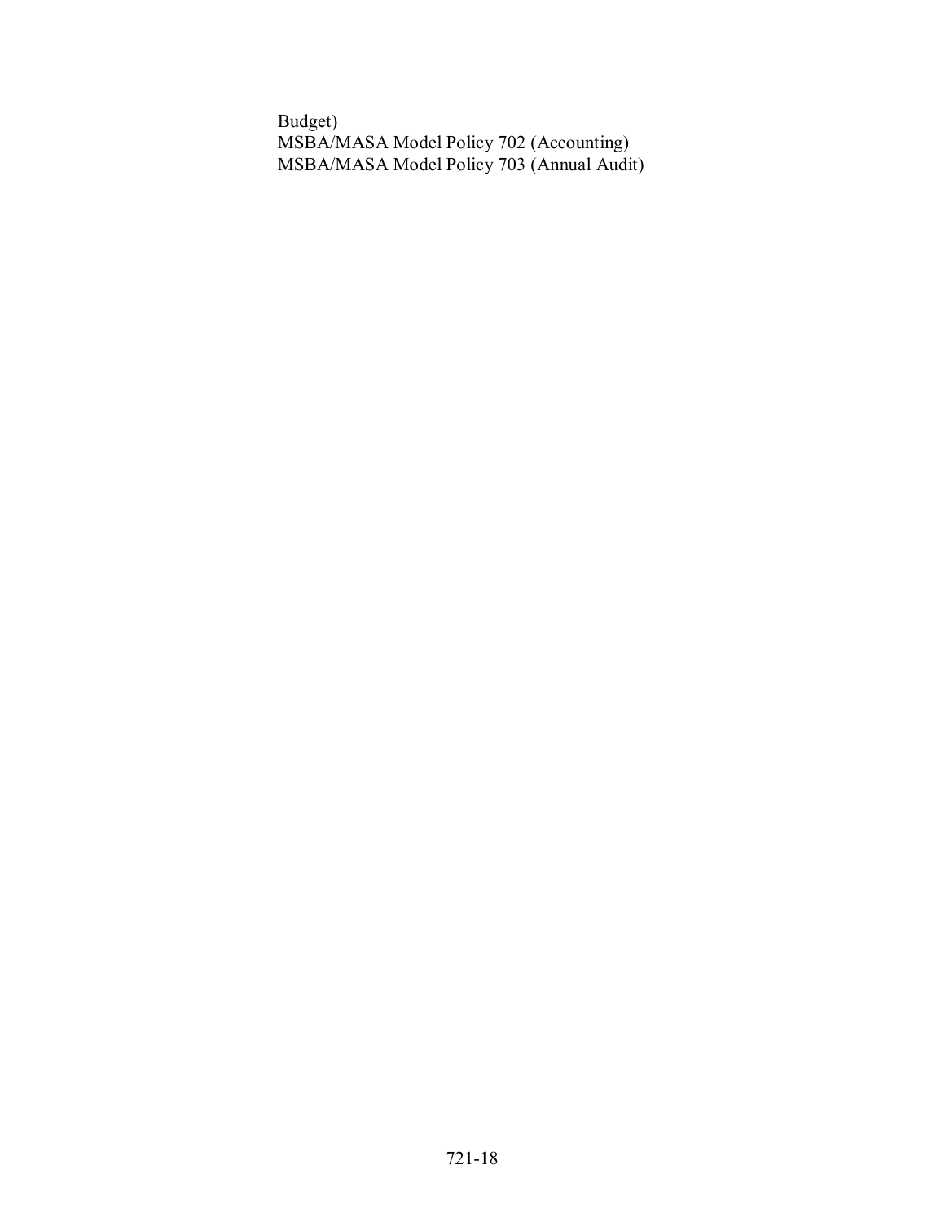Budget)
MSBA/MASA Model Policy 702 (Accounting)
MSBA/MASA Model Policy 703 (Annual Audit)